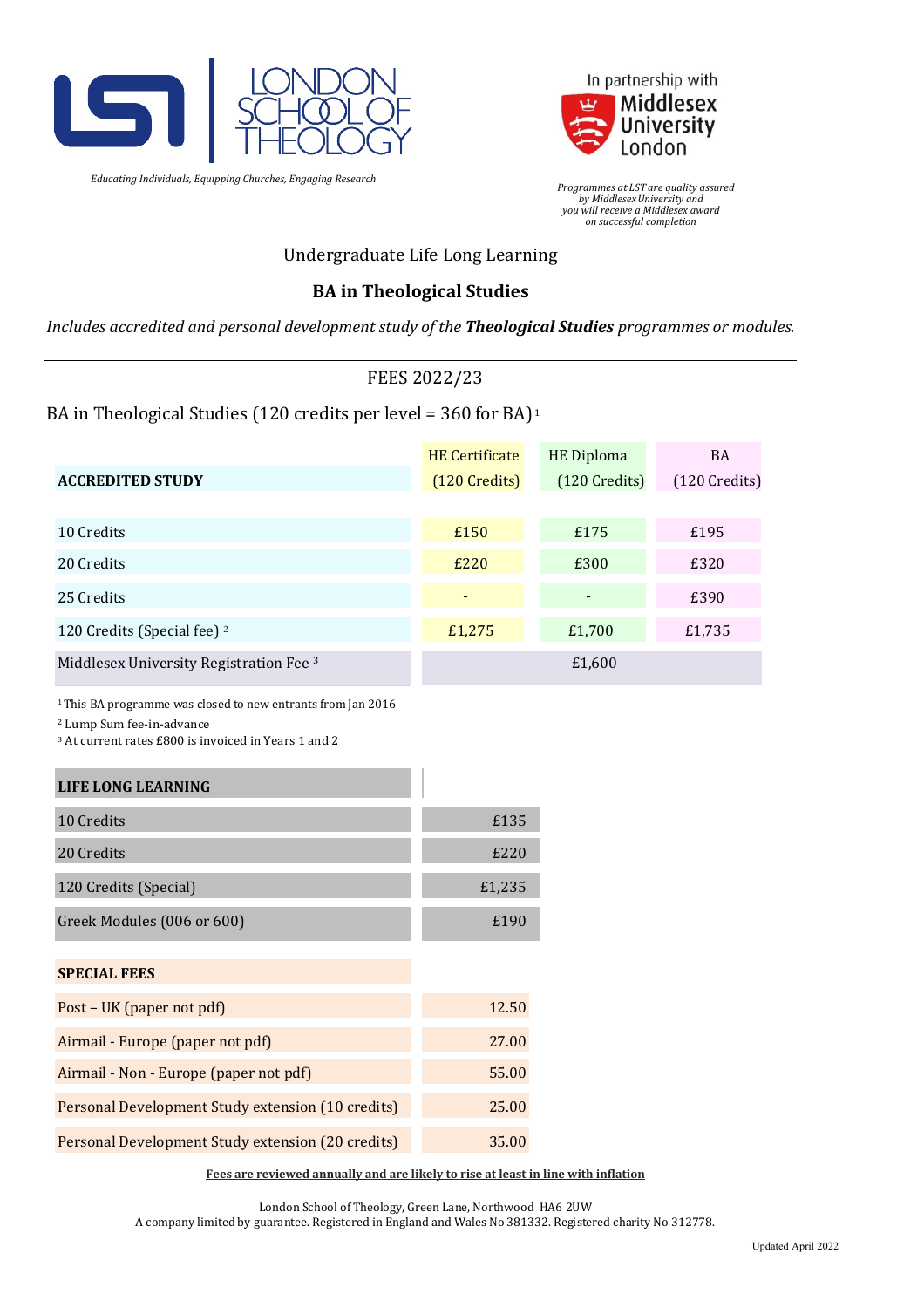LONDON SCHOOL OF THEOLOGY

*Educating Individuals, Equipping Churches, Engaging Research*

In partnership with Middlesex University London

*Programmes at LST are quality assured by Middlesex University and you will receive a Middlesex award on successful completion*

Undergraduate Life Long Learning

## BA in Theological Studies

*Includes accredited and personal development study of the **Theological Studies** programmes or modules.*

---

FEES 2022/23

BA in Theological Studies (120 credits per level = 360 for BA)[1]

| ACCREDITED STUDY | HE Certificate (120 Credits) | HE Diploma (120 Credits) | BA (120 Credits) |
|---|---|---|---|
| 10 Credits | £150 | £175 | £195 |
| 20 Credits | £220 | £300 | £320 |
| 25 Credits | - | - | £390 |
| 120 Credits (Special fee)[2] | £1,275 | £1,700 | £1,735 |
| Middlesex University Registration Fee[3] | £1,600 | | |

[1] This BA programme was closed to new entrants from Jan 2016

[2] Lump Sum fee-in-advance

[3] At current rates £800 is invoiced in Years 1 and 2

| LIFE LONG LEARNING | |
|---|---|
| 10 Credits | £135 |
| 20 Credits | £220 |
| 120 Credits (Special) | £1,235 |
| Greek Modules (006 or 600) | £190 |

| SPECIAL FEES | |
|---|---|
| Post – UK (paper not pdf) | 12.50 |
| Airmail - Europe (paper not pdf) | 27.00 |
| Airmail - Non - Europe (paper not pdf) | 55.00 |
| Personal Development Study extension (10 credits) | 25.00 |
| Personal Development Study extension (20 credits) | 35.00 |

**Fees are reviewed annually and are likely to rise at least in line with inflation**

London School of Theology, Green Lane, Northwood HA6 2UW
A company limited by guarantee. Registered in England and Wales No 381332. Registered charity No 312778.

Updated April 2022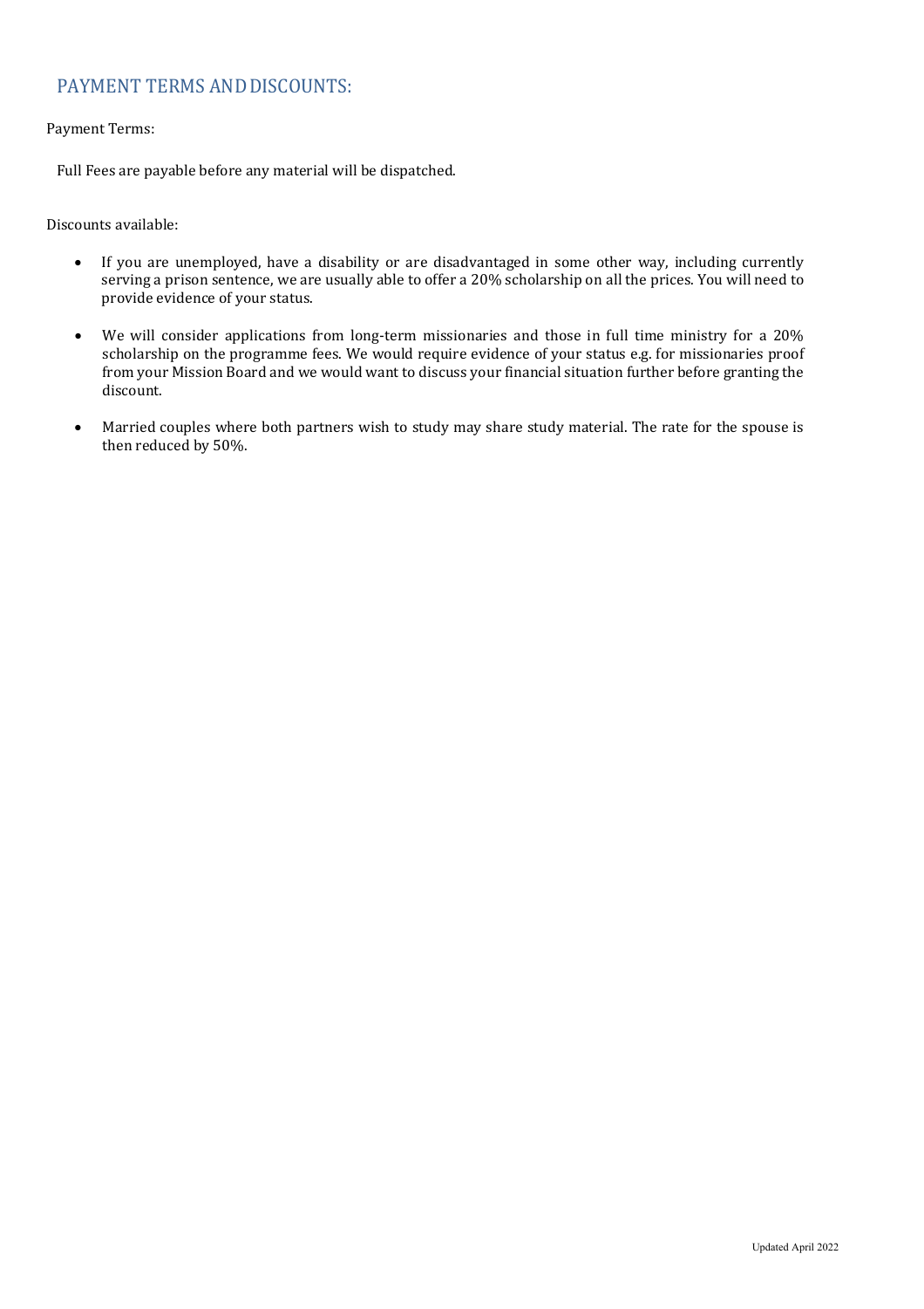## PAYMENT TERMS AND DISCOUNTS:

Payment Terms:

Full Fees are payable before any material will be dispatched.

Discounts available:

- If you are unemployed, have a disability or are disadvantaged in some other way, including currently serving a prison sentence, we are usually able to offer a 20% scholarship on all the prices. You will need to provide evidence of your status.
- We will consider applications from long-term missionaries and those in full time ministry for a 20% scholarship on the programme fees. We would require evidence of your status e.g. for missionaries proof from your Mission Board and we would want to discuss your financial situation further before granting the discount.
- Married couples where both partners wish to study may share study material. The rate for the spouse is then reduced by 50%.

Updated April 2022